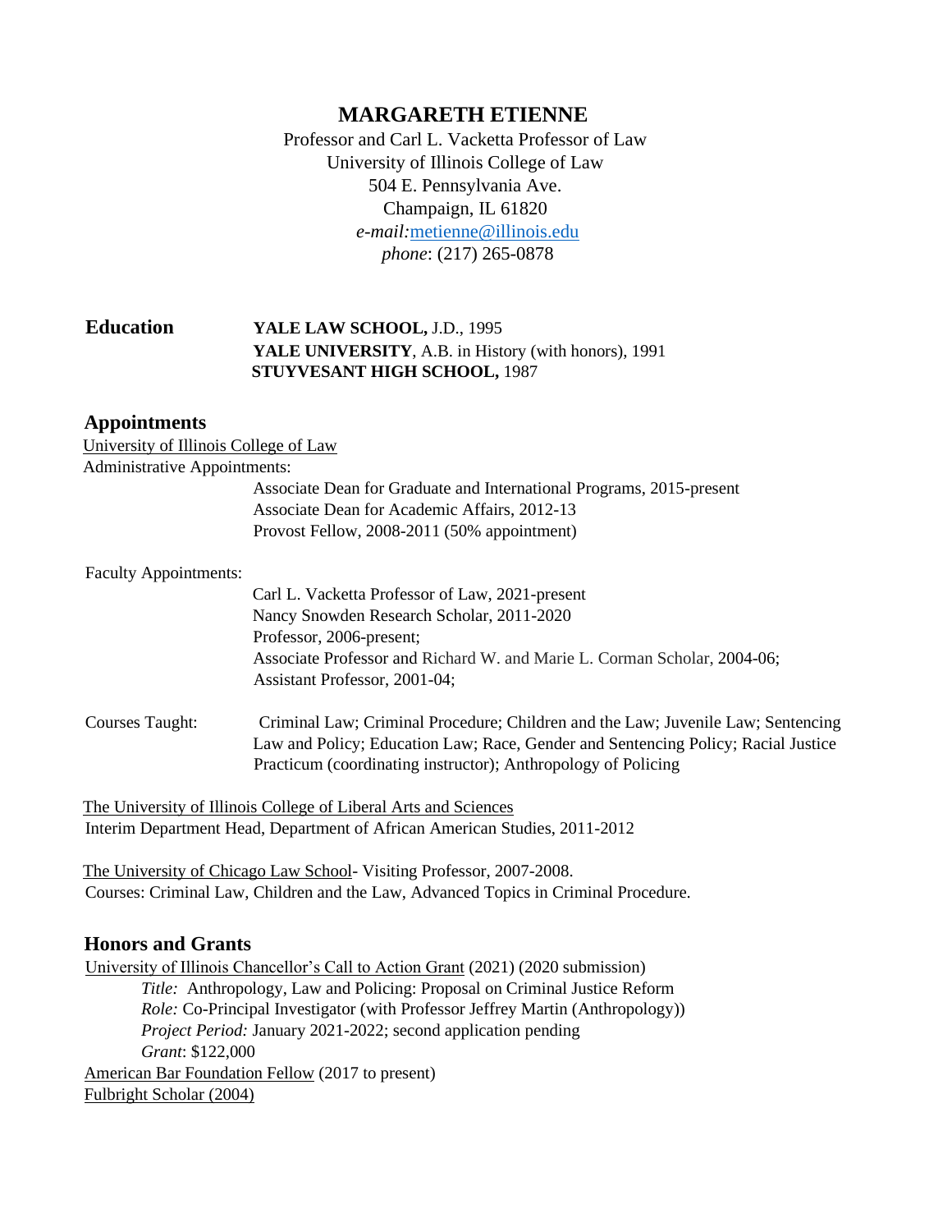# MARGARETH ETIENNE

Professor and Carl L. Vacketta Professor of Law
University of Illinois College of Law
504 E. Pennsylvania Ave.
Champaign, IL 61820
*e-mail:*metienne@illinois.edu
*phone*: (217) 265-0878

## Education

**YALE LAW SCHOOL,** J.D., 1995
**YALE UNIVERSITY**, A.B. in History (with honors), 1991
**STUYVESANT HIGH SCHOOL,** 1987

## Appointments

University of Illinois College of Law

Administrative Appointments:

- Associate Dean for Graduate and International Programs, 2015-present
- Associate Dean for Academic Affairs, 2012-13
- Provost Fellow, 2008-2011 (50% appointment)

Faculty Appointments:

- Carl L. Vacketta Professor of Law, 2021-present
- Nancy Snowden Research Scholar, 2011-2020
- Professor, 2006-present;
- Associate Professor and Richard W. and Marie L. Corman Scholar, 2004-06;
- Assistant Professor, 2001-04;

Courses Taught: Criminal Law; Criminal Procedure; Children and the Law; Juvenile Law; Sentencing Law and Policy; Education Law; Race, Gender and Sentencing Policy; Racial Justice Practicum (coordinating instructor); Anthropology of Policing

The University of Illinois College of Liberal Arts and Sciences
Interim Department Head, Department of African American Studies, 2011-2012

The University of Chicago Law School- Visiting Professor, 2007-2008.
Courses: Criminal Law, Children and the Law, Advanced Topics in Criminal Procedure.

## Honors and Grants

University of Illinois Chancellor's Call to Action Grant (2021) (2020 submission)
*Title:* Anthropology, Law and Policing: Proposal on Criminal Justice Reform
*Role:* Co-Principal Investigator (with Professor Jeffrey Martin (Anthropology))
*Project Period:* January 2021-2022; second application pending
*Grant*: $122,000

American Bar Foundation Fellow (2017 to present)

Fulbright Scholar (2004)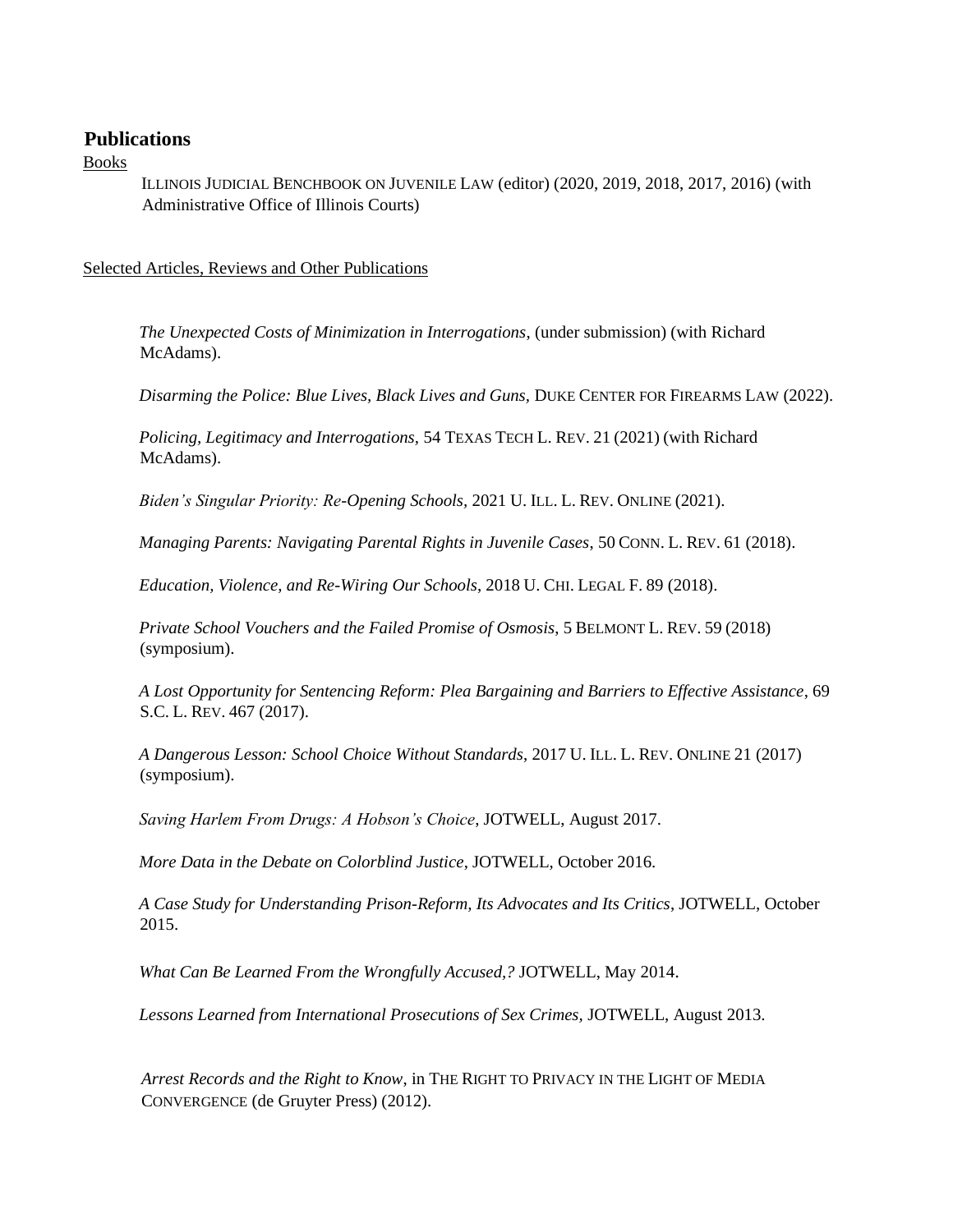## Publications

Books

ILLINOIS JUDICIAL BENCHBOOK ON JUVENILE LAW (editor) (2020, 2019, 2018, 2017, 2016) (with Administrative Office of Illinois Courts)

Selected Articles, Reviews and Other Publications

*The Unexpected Costs of Minimization in Interrogations*, (under submission) (with Richard McAdams).

*Disarming the Police: Blue Lives, Black Lives and Guns*, DUKE CENTER FOR FIREARMS LAW (2022).

*Policing, Legitimacy and Interrogations,* 54 TEXAS TECH L. REV. 21 (2021) (with Richard McAdams).

*Biden's Singular Priority: Re-Opening Schools*, 2021 U. ILL. L. REV. ONLINE (2021).

*Managing Parents: Navigating Parental Rights in Juvenile Cases*, 50 CONN. L. REV. 61 (2018).

*Education, Violence, and Re-Wiring Our Schools*, 2018 U. CHI. LEGAL F. 89 (2018).

*Private School Vouchers and the Failed Promise of Osmosis*, 5 BELMONT L. REV. 59 (2018) (symposium).

*A Lost Opportunity for Sentencing Reform: Plea Bargaining and Barriers to Effective Assistance*, 69 S.C. L. REV. 467 (2017).

*A Dangerous Lesson: School Choice Without Standards*, 2017 U. ILL. L. REV. ONLINE 21 (2017) (symposium).

*Saving Harlem From Drugs: A Hobson's Choice*, JOTWELL, August 2017.

*More Data in the Debate on Colorblind Justice*, JOTWELL, October 2016.

*A Case Study for Understanding Prison-Reform, Its Advocates and Its Critics*, JOTWELL, October 2015.

*What Can Be Learned From the Wrongfully Accused,?* JOTWELL, May 2014.

*Lessons Learned from International Prosecutions of Sex Crimes,* JOTWELL, August 2013.

*Arrest Records and the Right to Know*, in THE RIGHT TO PRIVACY IN THE LIGHT OF MEDIA CONVERGENCE (de Gruyter Press) (2012).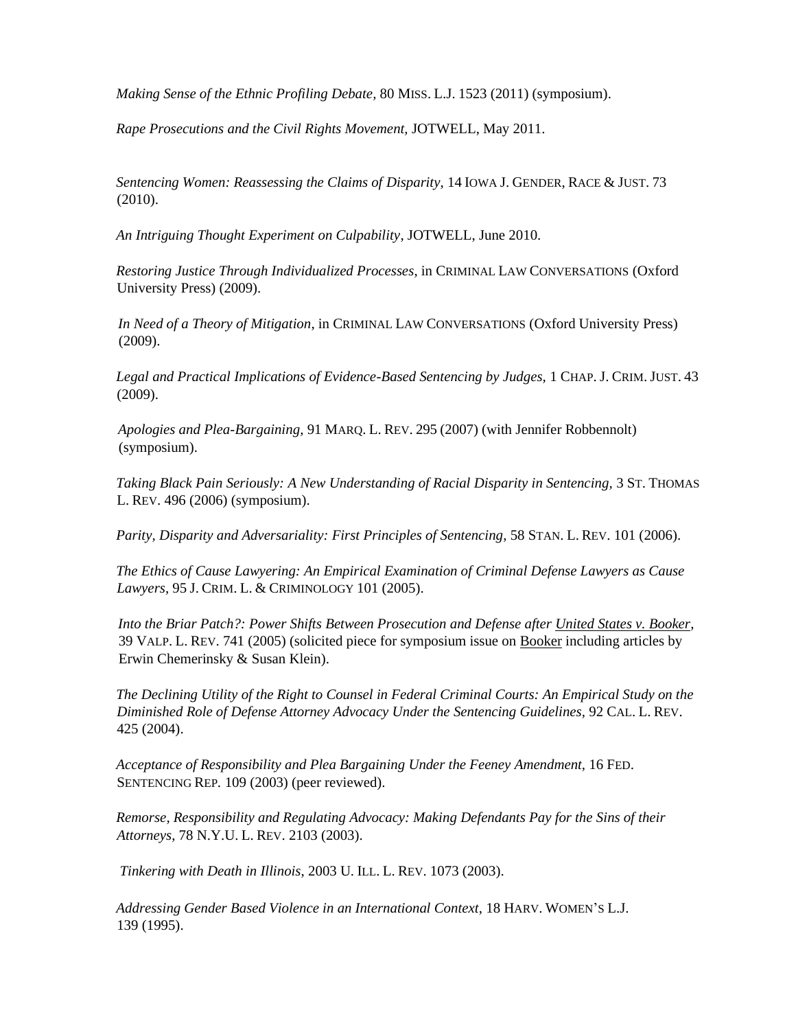*Making Sense of the Ethnic Profiling Debate*, 80 MISS. L.J. 1523 (2011) (symposium).

*Rape Prosecutions and the Civil Rights Movement,* JOTWELL, May 2011.

*Sentencing Women: Reassessing the Claims of Disparity*, 14 IOWA J. GENDER, RACE & JUST. 73 (2010).

*An Intriguing Thought Experiment on Culpability*, JOTWELL, June 2010.

*Restoring Justice Through Individualized Processes*, in CRIMINAL LAW CONVERSATIONS (Oxford University Press) (2009).

*In Need of a Theory of Mitigation*, in CRIMINAL LAW CONVERSATIONS (Oxford University Press) (2009).

*Legal and Practical Implications of Evidence-Based Sentencing by Judges,* 1 CHAP. J. CRIM. JUST. 43 (2009).

*Apologies and Plea-Bargaining,* 91 MARQ. L. REV. 295 (2007) (with Jennifer Robbennolt) (symposium).

*Taking Black Pain Seriously: A New Understanding of Racial Disparity in Sentencing,* 3 ST. THOMAS L. REV. 496 (2006) (symposium).

*Parity, Disparity and Adversariality: First Principles of Sentencing*, 58 STAN. L. REV. 101 (2006).

*The Ethics of Cause Lawyering: An Empirical Examination of Criminal Defense Lawyers as Cause Lawyers,* 95 J. CRIM. L. & CRIMINOLOGY 101 (2005).

*Into the Briar Patch?: Power Shifts Between Prosecution and Defense after United States v. Booker,* 39 VALP. L. REV. 741 (2005) (solicited piece for symposium issue on Booker including articles by Erwin Chemerinsky & Susan Klein).

*The Declining Utility of the Right to Counsel in Federal Criminal Courts: An Empirical Study on the Diminished Role of Defense Attorney Advocacy Under the Sentencing Guidelines,* 92 CAL. L. REV. 425 (2004).

*Acceptance of Responsibility and Plea Bargaining Under the Feeney Amendment*, 16 FED. SENTENCING REP. 109 (2003) (peer reviewed).

*Remorse, Responsibility and Regulating Advocacy: Making Defendants Pay for the Sins of their Attorneys*, 78 N.Y.U. L. REV. 2103 (2003).

*Tinkering with Death in Illinois,* 2003 U. ILL. L. REV. 1073 (2003).

*Addressing Gender Based Violence in an International Context*, 18 HARV. WOMEN'S L.J. 139 (1995).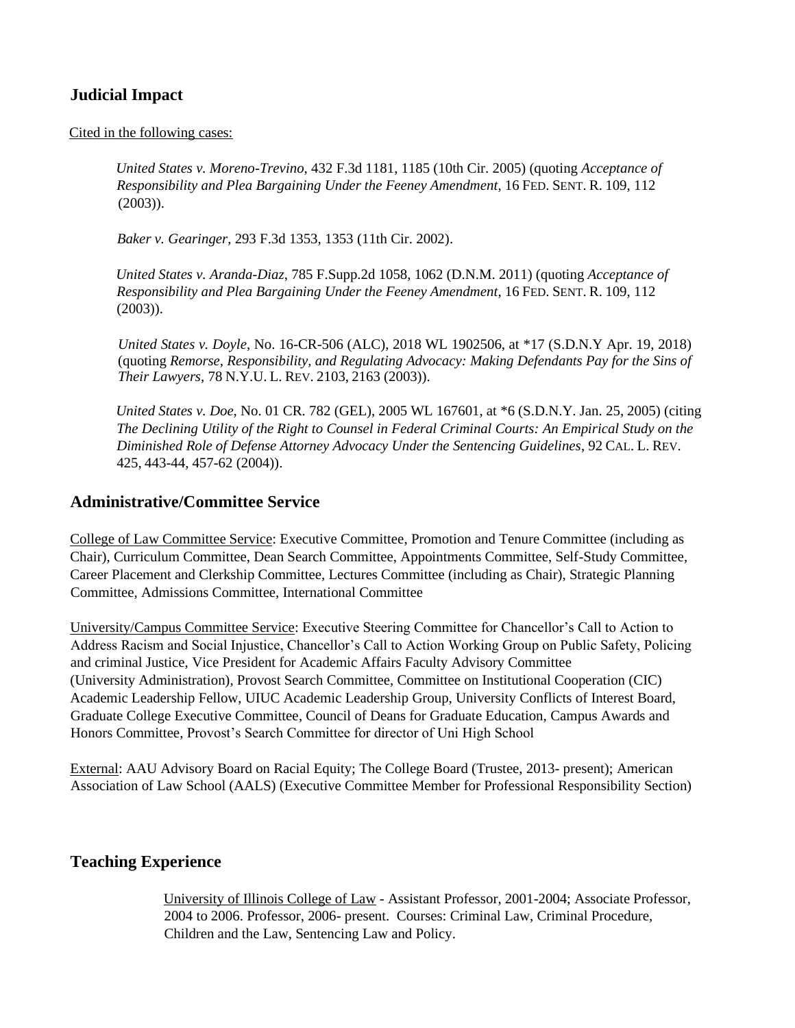## Judicial Impact

Cited in the following cases:

*United States v. Moreno-Trevino*, 432 F.3d 1181, 1185 (10th Cir. 2005) (quoting *Acceptance of Responsibility and Plea Bargaining Under the Feeney Amendment*, 16 FED. SENT. R. 109, 112 (2003)).

*Baker v. Gearinger*, 293 F.3d 1353, 1353 (11th Cir. 2002).

*United States v. Aranda-Diaz*, 785 F.Supp.2d 1058, 1062 (D.N.M. 2011) (quoting *Acceptance of Responsibility and Plea Bargaining Under the Feeney Amendment*, 16 FED. SENT. R. 109, 112 (2003)).

*United States v. Doyle*, No. 16-CR-506 (ALC), 2018 WL 1902506, at *17 (S.D.N.Y Apr. 19, 2018) (quoting *Remorse, Responsibility, and Regulating Advocacy: Making Defendants Pay for the Sins of Their Lawyers*, 78 N.Y.U. L. REV. 2103, 2163 (2003)).

*United States v. Doe*, No. 01 CR. 782 (GEL), 2005 WL 167601, at *6 (S.D.N.Y. Jan. 25, 2005) (citing *The Declining Utility of the Right to Counsel in Federal Criminal Courts: An Empirical Study on the Diminished Role of Defense Attorney Advocacy Under the Sentencing Guidelines*, 92 CAL. L. REV. 425, 443-44, 457-62 (2004)).

## Administrative/Committee Service

College of Law Committee Service: Executive Committee, Promotion and Tenure Committee (including as Chair), Curriculum Committee, Dean Search Committee, Appointments Committee, Self-Study Committee, Career Placement and Clerkship Committee, Lectures Committee (including as Chair), Strategic Planning Committee, Admissions Committee, International Committee

University/Campus Committee Service: Executive Steering Committee for Chancellor's Call to Action to Address Racism and Social Injustice, Chancellor's Call to Action Working Group on Public Safety, Policing and criminal Justice, Vice President for Academic Affairs Faculty Advisory Committee (University Administration), Provost Search Committee, Committee on Institutional Cooperation (CIC) Academic Leadership Fellow, UIUC Academic Leadership Group, University Conflicts of Interest Board, Graduate College Executive Committee, Council of Deans for Graduate Education, Campus Awards and Honors Committee, Provost's Search Committee for director of Uni High School

External: AAU Advisory Board on Racial Equity; The College Board (Trustee, 2013- present); American Association of Law School (AALS) (Executive Committee Member for Professional Responsibility Section)

## Teaching Experience

University of Illinois College of Law - Assistant Professor, 2001-2004; Associate Professor, 2004 to 2006. Professor, 2006- present. Courses: Criminal Law, Criminal Procedure, Children and the Law, Sentencing Law and Policy.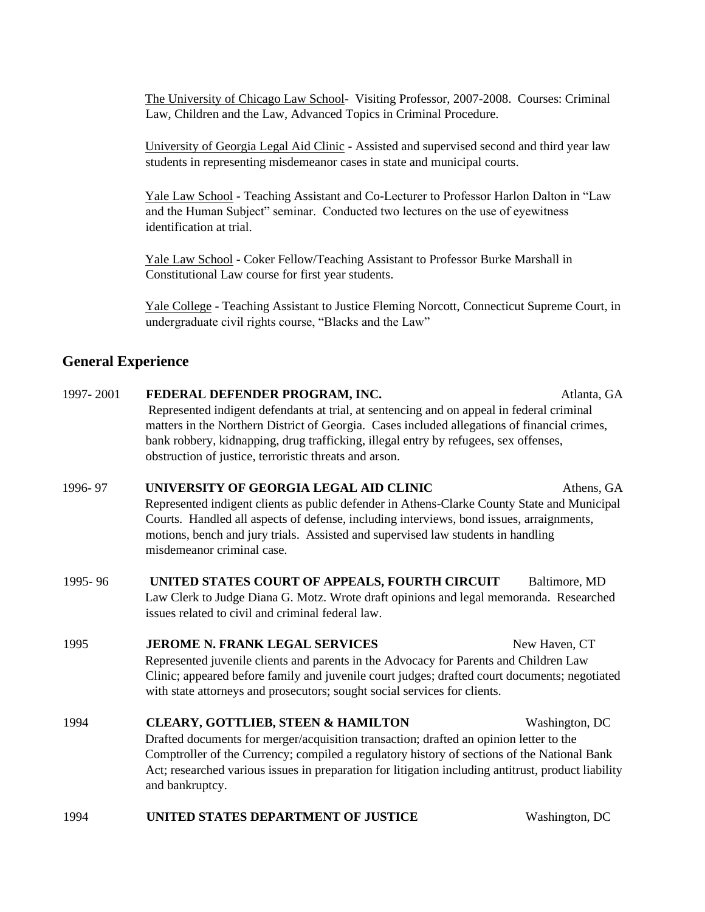The University of Chicago Law School- Visiting Professor, 2007-2008. Courses: Criminal Law, Children and the Law, Advanced Topics in Criminal Procedure.

University of Georgia Legal Aid Clinic - Assisted and supervised second and third year law students in representing misdemeanor cases in state and municipal courts.

Yale Law School - Teaching Assistant and Co-Lecturer to Professor Harlon Dalton in "Law and the Human Subject" seminar. Conducted two lectures on the use of eyewitness identification at trial.

Yale Law School - Coker Fellow/Teaching Assistant to Professor Burke Marshall in Constitutional Law course for first year students.

Yale College - Teaching Assistant to Justice Fleming Norcott, Connecticut Supreme Court, in undergraduate civil rights course, "Blacks and the Law"

## General Experience

1997- 2001 **FEDERAL DEFENDER PROGRAM, INC.** Atlanta, GA

Represented indigent defendants at trial, at sentencing and on appeal in federal criminal matters in the Northern District of Georgia. Cases included allegations of financial crimes, bank robbery, kidnapping, drug trafficking, illegal entry by refugees, sex offenses, obstruction of justice, terroristic threats and arson.

1996- 97 **UNIVERSITY OF GEORGIA LEGAL AID CLINIC** Athens, GA

Represented indigent clients as public defender in Athens-Clarke County State and Municipal Courts. Handled all aspects of defense, including interviews, bond issues, arraignments, motions, bench and jury trials. Assisted and supervised law students in handling misdemeanor criminal case.

1995- 96 **UNITED STATES COURT OF APPEALS, FOURTH CIRCUIT** Baltimore, MD

Law Clerk to Judge Diana G. Motz. Wrote draft opinions and legal memoranda. Researched issues related to civil and criminal federal law.

1995 **JEROME N. FRANK LEGAL SERVICES** New Haven, CT

Represented juvenile clients and parents in the Advocacy for Parents and Children Law Clinic; appeared before family and juvenile court judges; drafted court documents; negotiated with state attorneys and prosecutors; sought social services for clients.

1994 **CLEARY, GOTTLIEB, STEEN & HAMILTON** Washington, DC

Drafted documents for merger/acquisition transaction; drafted an opinion letter to the Comptroller of the Currency; compiled a regulatory history of sections of the National Bank Act; researched various issues in preparation for litigation including antitrust, product liability and bankruptcy.

1994 **UNITED STATES DEPARTMENT OF JUSTICE** Washington, DC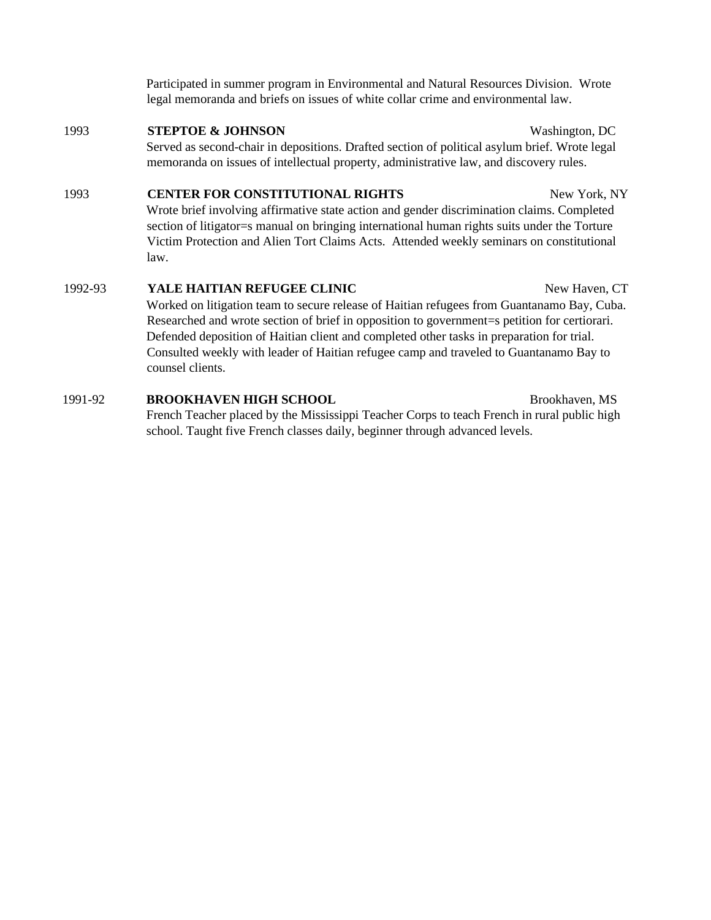Participated in summer program in Environmental and Natural Resources Division. Wrote legal memoranda and briefs on issues of white collar crime and environmental law.

1993 **STEPTOE & JOHNSON** Washington, DC
Served as second-chair in depositions. Drafted section of political asylum brief. Wrote legal memoranda on issues of intellectual property, administrative law, and discovery rules.

1993 **CENTER FOR CONSTITUTIONAL RIGHTS** New York, NY
Wrote brief involving affirmative state action and gender discrimination claims. Completed section of litigator=s manual on bringing international human rights suits under the Torture Victim Protection and Alien Tort Claims Acts. Attended weekly seminars on constitutional law.

1992-93 **YALE HAITIAN REFUGEE CLINIC** New Haven, CT
Worked on litigation team to secure release of Haitian refugees from Guantanamo Bay, Cuba. Researched and wrote section of brief in opposition to government=s petition for certiorari. Defended deposition of Haitian client and completed other tasks in preparation for trial. Consulted weekly with leader of Haitian refugee camp and traveled to Guantanamo Bay to counsel clients.

1991-92 **BROOKHAVEN HIGH SCHOOL** Brookhaven, MS
French Teacher placed by the Mississippi Teacher Corps to teach French in rural public high school. Taught five French classes daily, beginner through advanced levels.